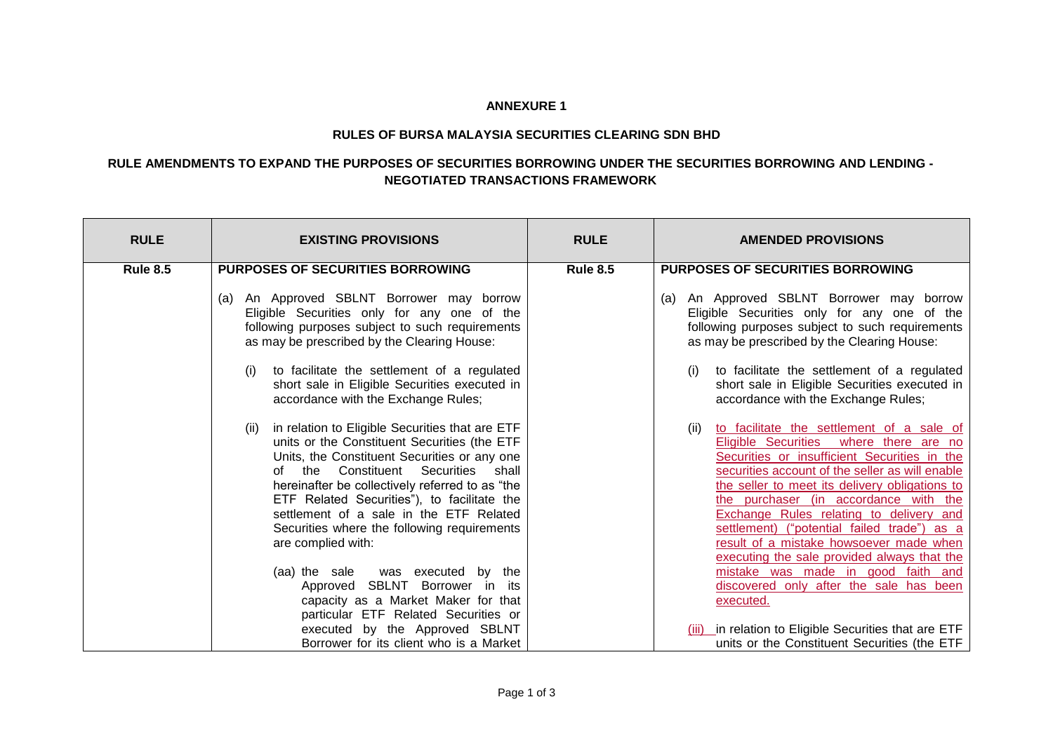**ANNEXURE 1**

**RULES OF BURSA MALAYSIA SECURITIES CLEARING SDN BHD**

**RULE AMENDMENTS TO EXPAND THE PURPOSES OF SECURITIES BORROWING UNDER THE SECURITIES BORROWING AND LENDING - NEGOTIATED TRANSACTIONS FRAMEWORK**

| RULE | EXISTING PROVISIONS | RULE | AMENDED PROVISIONS |
| --- | --- | --- | --- |
| **Rule 8.5** | **PURPOSES OF SECURITIES BORROWING**<br><br>(a) An Approved SBLNT Borrower may borrow Eligible Securities only for any one of the following purposes subject to such requirements as may be prescribed by the Clearing House:<br><br>(i) to facilitate the settlement of a regulated short sale in Eligible Securities executed in accordance with the Exchange Rules;<br><br>(ii) in relation to Eligible Securities that are ETF units or the Constituent Securities (the ETF Units, the Constituent Securities or any one of the Constituent Securities shall hereinafter be collectively referred to as "the ETF Related Securities"), to facilitate the settlement of a sale in the ETF Related Securities where the following requirements are complied with:<br><br>(aa) the sale was executed by the Approved SBLNT Borrower in its capacity as a Market Maker for that particular ETF Related Securities or executed by the Approved SBLNT Borrower for its client who is a Market | **Rule 8.5** | **PURPOSES OF SECURITIES BORROWING**<br><br>(a) An Approved SBLNT Borrower may borrow Eligible Securities only for any one of the following purposes subject to such requirements as may be prescribed by the Clearing House:<br><br>(i) to facilitate the settlement of a regulated short sale in Eligible Securities executed in accordance with the Exchange Rules;<br><br>(ii) <u>to facilitate the settlement of a sale of Eligible Securities where there are no Securities or insufficient Securities in the securities account of the seller as will enable the seller to meet its delivery obligations to the purchaser (in accordance with the Exchange Rules relating to delivery and settlement) ("potential failed trade") as a result of a mistake howsoever made when executing the sale provided always that the mistake was made in good faith and discovered only after the sale has been executed.</u><br><br><u>(iii)</u> in relation to Eligible Securities that are ETF units or the Constituent Securities (the ETF |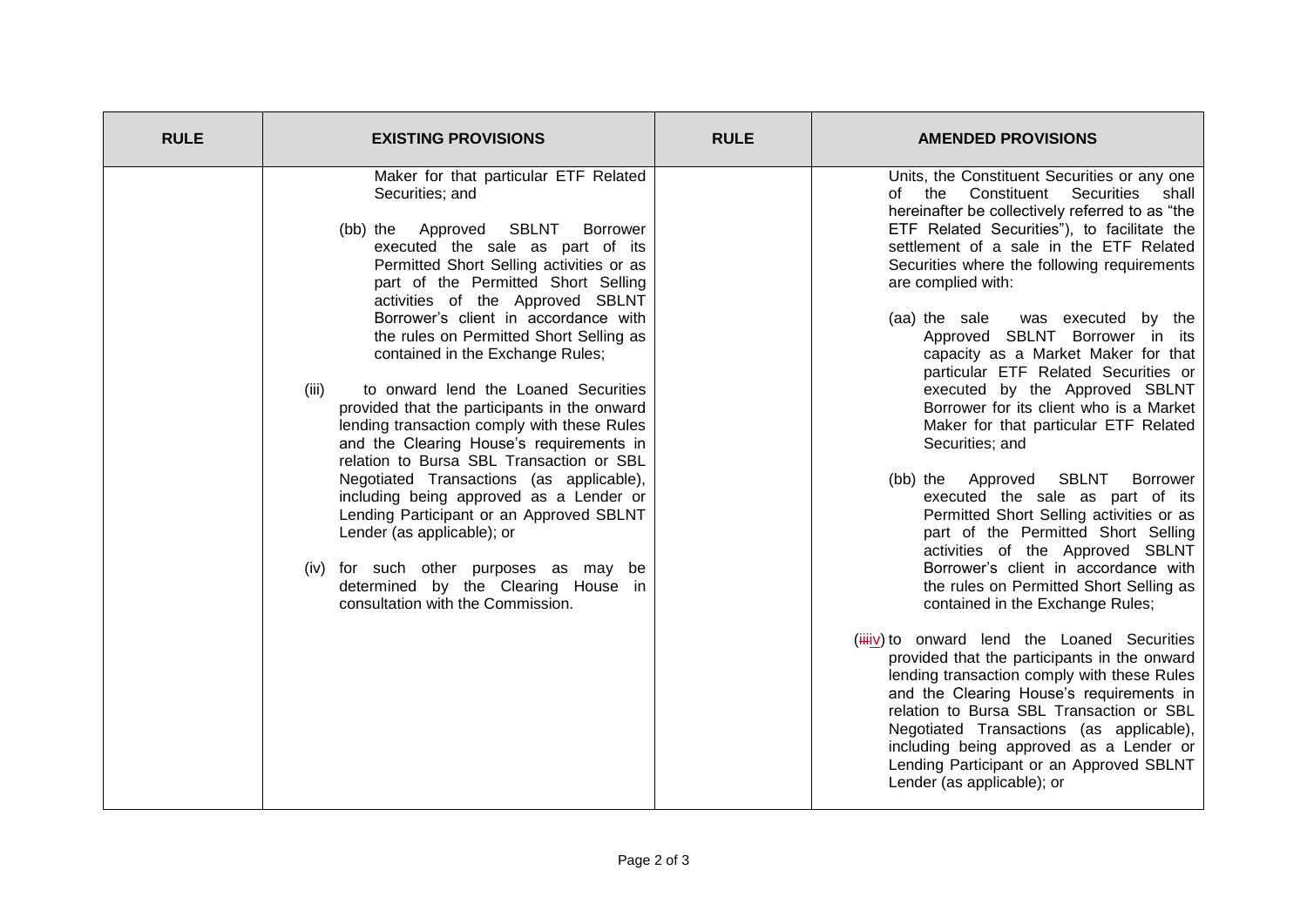| RULE | EXISTING PROVISIONS | RULE | AMENDED PROVISIONS |
| --- | --- | --- | --- |
| | Maker for that particular ETF Related Securities; and<br><br>(bb) the Approved SBLNT Borrower executed the sale as part of its Permitted Short Selling activities or as part of the Permitted Short Selling activities of the Approved SBLNT Borrower's client in accordance with the rules on Permitted Short Selling as contained in the Exchange Rules;<br><br>(iii) to onward lend the Loaned Securities provided that the participants in the onward lending transaction comply with these Rules and the Clearing House's requirements in relation to Bursa SBL Transaction or SBL Negotiated Transactions (as applicable), including being approved as a Lender or Lending Participant or an Approved SBLNT Lender (as applicable); or<br><br>(iv) for such other purposes as may be determined by the Clearing House in consultation with the Commission. | | Units, the Constituent Securities or any one of the Constituent Securities shall hereinafter be collectively referred to as "the ETF Related Securities"), to facilitate the settlement of a sale in the ETF Related Securities where the following requirements are complied with:<br><br>(aa) the sale was executed by the Approved SBLNT Borrower in its capacity as a Market Maker for that particular ETF Related Securities or executed by the Approved SBLNT Borrower for its client who is a Market Maker for that particular ETF Related Securities; and<br><br>(bb) the Approved SBLNT Borrower executed the sale as part of its Permitted Short Selling activities or as part of the Permitted Short Selling activities of the Approved SBLNT Borrower's client in accordance with the rules on Permitted Short Selling as contained in the Exchange Rules;<br><br>(~~iii~~iv) to onward lend the Loaned Securities provided that the participants in the onward lending transaction comply with these Rules and the Clearing House's requirements in relation to Bursa SBL Transaction or SBL Negotiated Transactions (as applicable), including being approved as a Lender or Lending Participant or an Approved SBLNT Lender (as applicable); or |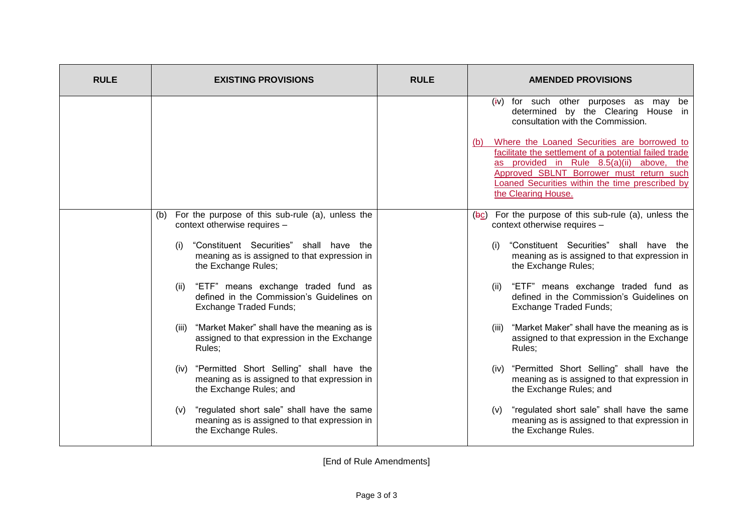| RULE | EXISTING PROVISIONS | RULE | AMENDED PROVISIONS |
| --- | --- | --- | --- |
| | | | (~~i~~v) for such other purposes as may be determined by the Clearing House in consultation with the Commission.<br><br><u>(b) Where the Loaned Securities are borrowed to facilitate the settlement of a potential failed trade as provided in Rule 8.5(a)(ii) above, the Approved SBLNT Borrower must return such Loaned Securities within the time prescribed by the Clearing House.</u> |
| | (b) For the purpose of this sub-rule (a), unless the context otherwise requires –<br><br>(i) "Constituent Securities" shall have the meaning as is assigned to that expression in the Exchange Rules;<br><br>(ii) "ETF" means exchange traded fund as defined in the Commission's Guidelines on Exchange Traded Funds;<br><br>(iii) "Market Maker" shall have the meaning as is assigned to that expression in the Exchange Rules;<br><br>(iv) "Permitted Short Selling" shall have the meaning as is assigned to that expression in the Exchange Rules; and<br><br>(v) "regulated short sale" shall have the same meaning as is assigned to that expression in the Exchange Rules. | | (~~b~~<u>c</u>) For the purpose of this sub-rule (a), unless the context otherwise requires –<br><br>(i) "Constituent Securities" shall have the meaning as is assigned to that expression in the Exchange Rules;<br><br>(ii) "ETF" means exchange traded fund as defined in the Commission's Guidelines on Exchange Traded Funds;<br><br>(iii) "Market Maker" shall have the meaning as is assigned to that expression in the Exchange Rules;<br><br>(iv) "Permitted Short Selling" shall have the meaning as is assigned to that expression in the Exchange Rules; and<br><br>(v) "regulated short sale" shall have the same meaning as is assigned to that expression in the Exchange Rules. |

[End of Rule Amendments]